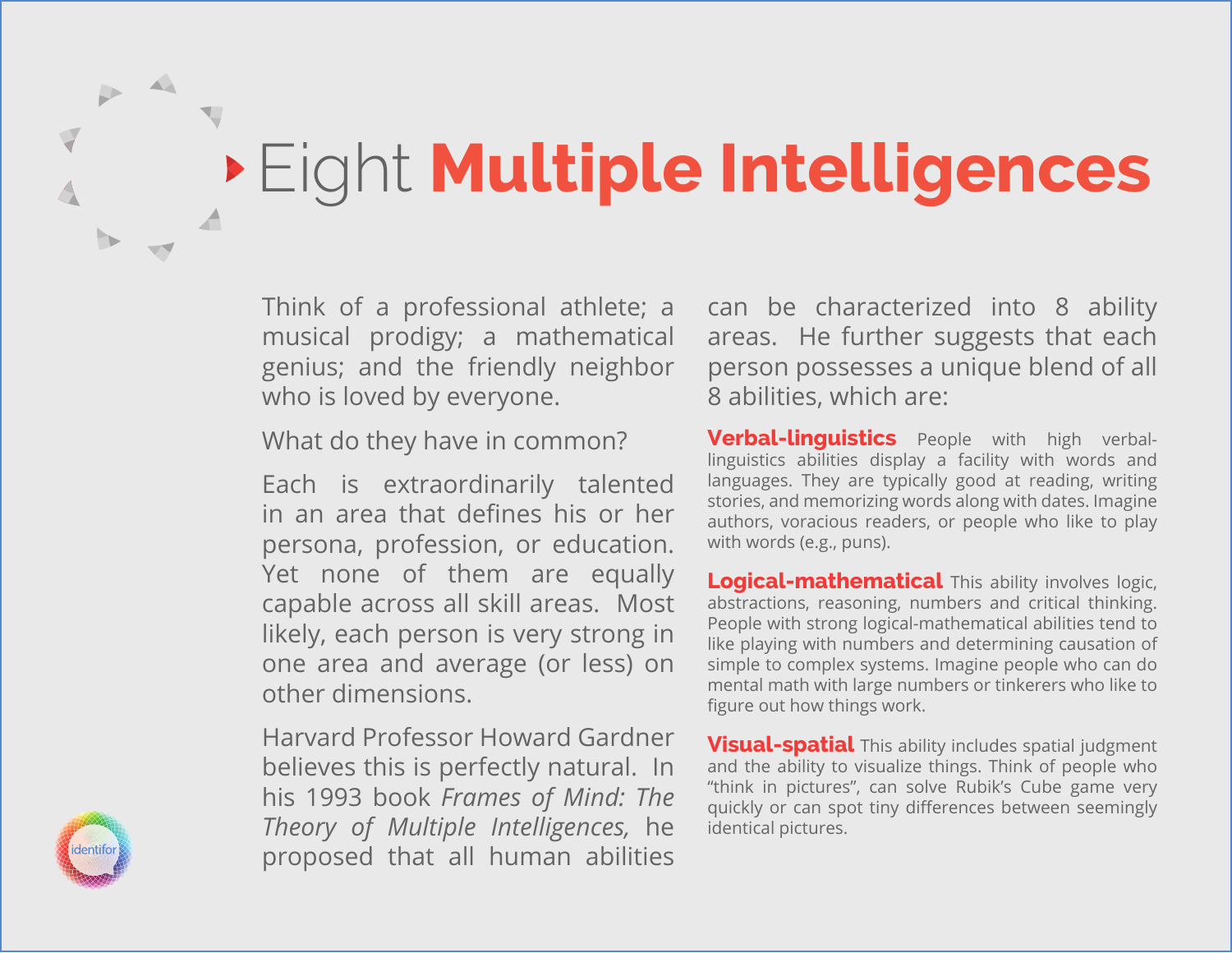# Eight **Multiple Intelligences**

Think of a professional athlete; a musical prodigy; a mathematical genius; and the friendly neighbor who is loved by everyone.

What do they have in common?

Each is extraordinarily talented in an area that defines his or her persona, profession, or education. Yet none of them are equally capable across all skill areas. Most likely, each person is very strong in one area and average (or less) on other dimensions.

Harvard Professor Howard Gardner believes this is perfectly natural. In his 1993 book *Frames of Mind: The Theory of Multiple Intelligences,* he proposed that all human abilities can be characterized into 8 ability areas. He further suggests that each person possesses a unique blend of all 8 abilities, which are:

**Verbal-linguistics** People with high verbal-linguistics abilities display a facility with words and languages. They are typically good at reading, writing stories, and memorizing words along with dates. Imagine authors, voracious readers, or people who like to play with words (e.g., puns).

**Logical-mathematical** This ability involves logic, abstractions, reasoning, numbers and critical thinking. People with strong logical-mathematical abilities tend to like playing with numbers and determining causation of simple to complex systems. Imagine people who can do mental math with large numbers or tinkerers who like to figure out how things work.

**Visual-spatial** This ability includes spatial judgment and the ability to visualize things. Think of people who "think in pictures", can solve Rubik's Cube game very quickly or can spot tiny differences between seemingly identical pictures.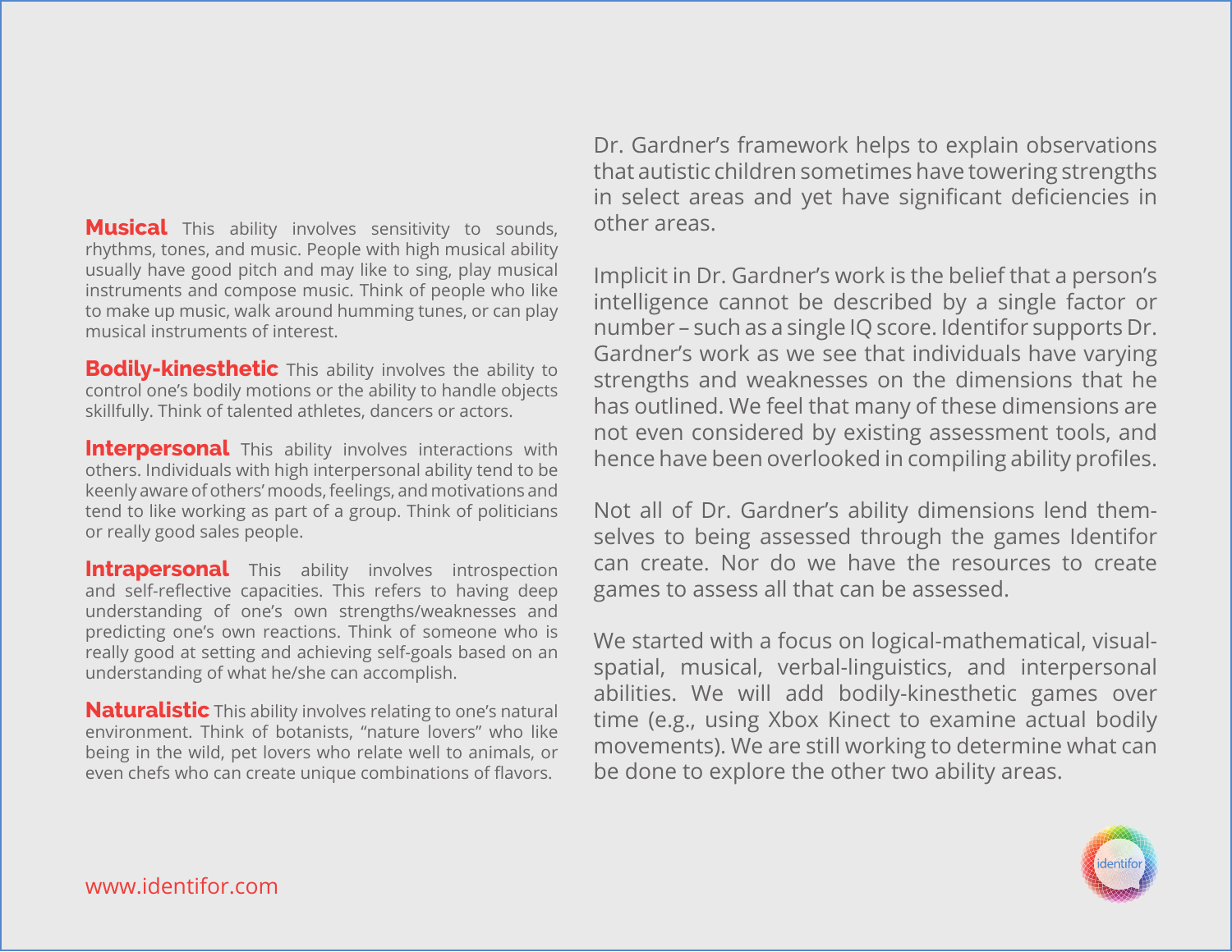**Musical** This ability involves sensitivity to sounds, rhythms, tones, and music. People with high musical ability usually have good pitch and may like to sing, play musical instruments and compose music. Think of people who like to make up music, walk around humming tunes, or can play musical instruments of interest.

**Bodily-kinesthetic** This ability involves the ability to control one's bodily motions or the ability to handle objects skillfully. Think of talented athletes, dancers or actors.

**Interpersonal** This ability involves interactions with others. Individuals with high interpersonal ability tend to be keenly aware of others' moods, feelings, and motivations and tend to like working as part of a group. Think of politicians or really good sales people.

**Intrapersonal** This ability involves introspection and self-reflective capacities. This refers to having deep understanding of one's own strengths/weaknesses and predicting one's own reactions. Think of someone who is really good at setting and achieving self-goals based on an understanding of what he/she can accomplish.

**Naturalistic** This ability involves relating to one's natural environment. Think of botanists, "nature lovers" who like being in the wild, pet lovers who relate well to animals, or even chefs who can create unique combinations of flavors.

Dr. Gardner's framework helps to explain observations that autistic children sometimes have towering strengths in select areas and yet have significant deficiencies in other areas.

Implicit in Dr. Gardner's work is the belief that a person's intelligence cannot be described by a single factor or number – such as a single IQ score. Identifor supports Dr. Gardner's work as we see that individuals have varying strengths and weaknesses on the dimensions that he has outlined. We feel that many of these dimensions are not even considered by existing assessment tools, and hence have been overlooked in compiling ability profiles.

Not all of Dr. Gardner's ability dimensions lend themselves to being assessed through the games Identifor can create. Nor do we have the resources to create games to assess all that can be assessed.

We started with a focus on logical-mathematical, visual-spatial, musical, verbal-linguistics, and interpersonal abilities. We will add bodily-kinesthetic games over time (e.g., using Xbox Kinect to examine actual bodily movements). We are still working to determine what can be done to explore the other two ability areas.

www.identifor.com